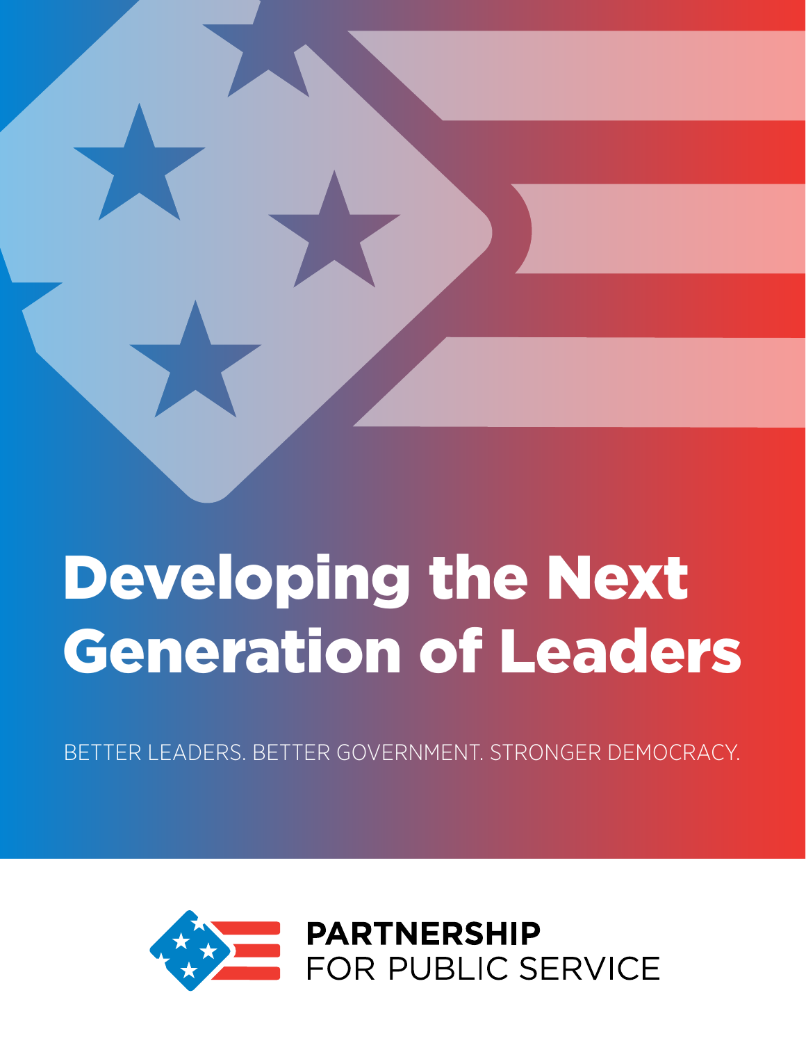# Developing the Next Generation of Leaders

BETTER LEADERS. BETTER GOVERNMENT. STRONGER DEMOCRACY.

**PARTNERSHIP**
FOR PUBLIC SERVICE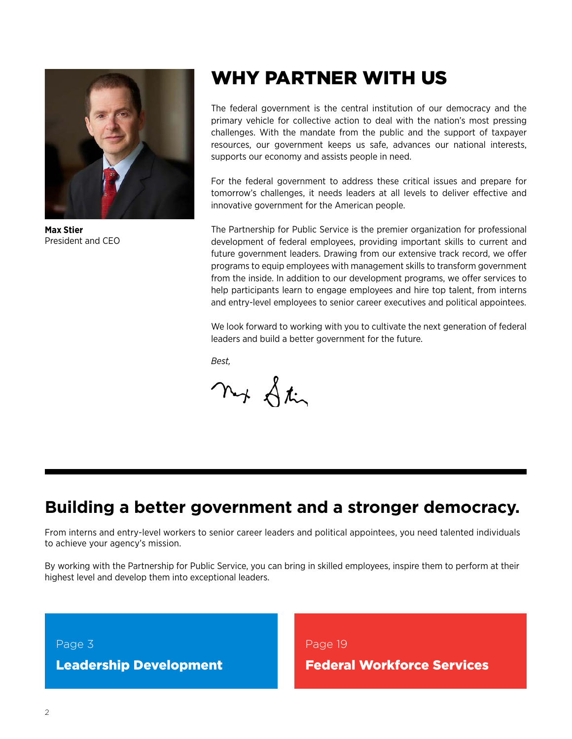**Max Stier**
President and CEO

# WHY PARTNER WITH US

The federal government is the central institution of our democracy and the primary vehicle for collective action to deal with the nation's most pressing challenges. With the mandate from the public and the support of taxpayer resources, our government keeps us safe, advances our national interests, supports our economy and assists people in need.

For the federal government to address these critical issues and prepare for tomorrow's challenges, it needs leaders at all levels to deliver effective and innovative government for the American people.

The Partnership for Public Service is the premier organization for professional development of federal employees, providing important skills to current and future government leaders. Drawing from our extensive track record, we offer programs to equip employees with management skills to transform government from the inside. In addition to our development programs, we offer services to help participants learn to engage employees and hire top talent, from interns and entry-level employees to senior career executives and political appointees.

We look forward to working with you to cultivate the next generation of federal leaders and build a better government for the future.

*Best,*

## Building a better government and a stronger democracy.

From interns and entry-level workers to senior career leaders and political appointees, you need talented individuals to achieve your agency's mission.

By working with the Partnership for Public Service, you can bring in skilled employees, inspire them to perform at their highest level and develop them into exceptional leaders.

Page 3
**Leadership Development**

Page 19
**Federal Workforce Services**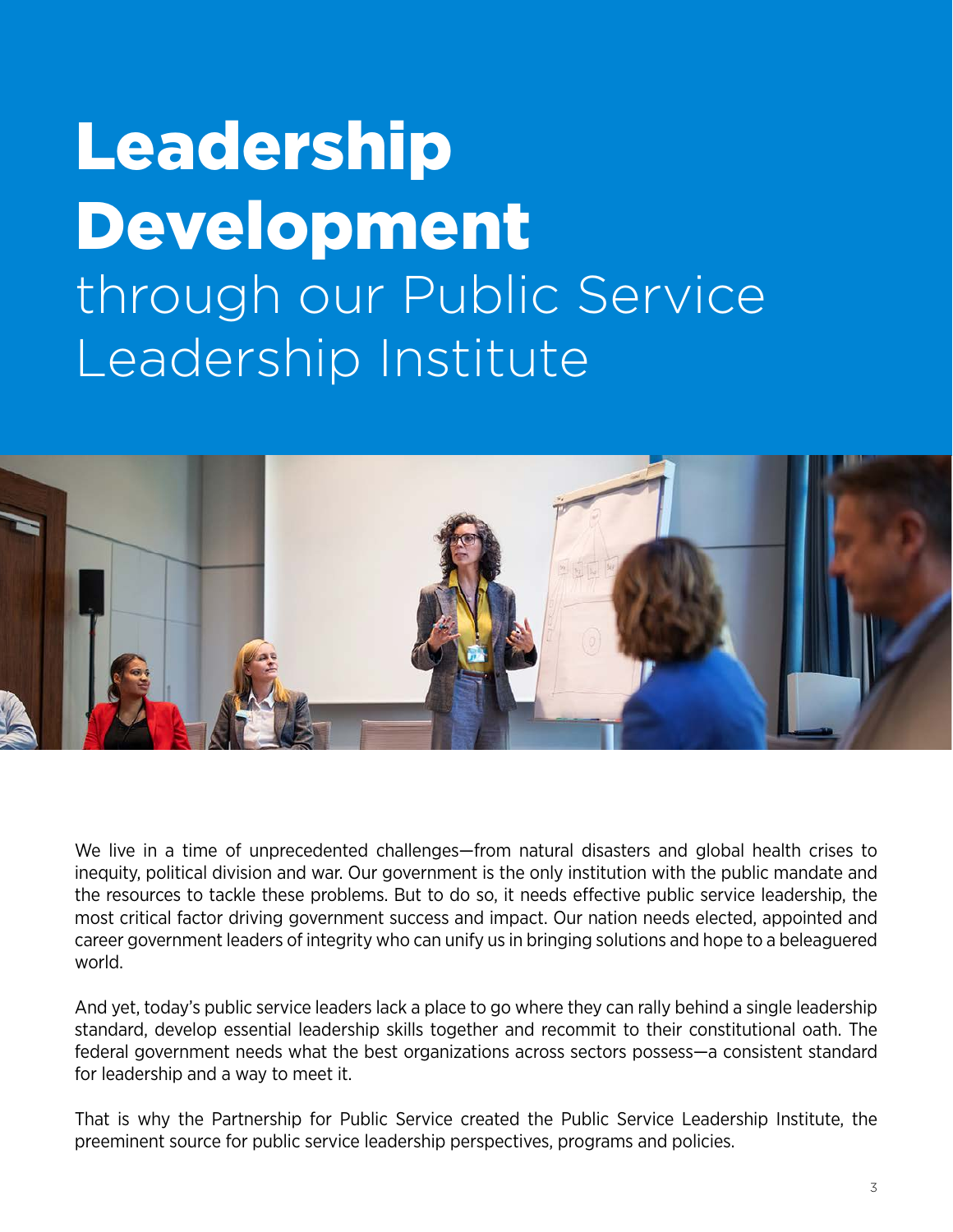# Leadership Development through our Public Service Leadership Institute

We live in a time of unprecedented challenges—from natural disasters and global health crises to inequity, political division and war. Our government is the only institution with the public mandate and the resources to tackle these problems. But to do so, it needs effective public service leadership, the most critical factor driving government success and impact. Our nation needs elected, appointed and career government leaders of integrity who can unify us in bringing solutions and hope to a beleaguered world.

And yet, today's public service leaders lack a place to go where they can rally behind a single leadership standard, develop essential leadership skills together and recommit to their constitutional oath. The federal government needs what the best organizations across sectors possess—a consistent standard for leadership and a way to meet it.

That is why the Partnership for Public Service created the Public Service Leadership Institute, the preeminent source for public service leadership perspectives, programs and policies.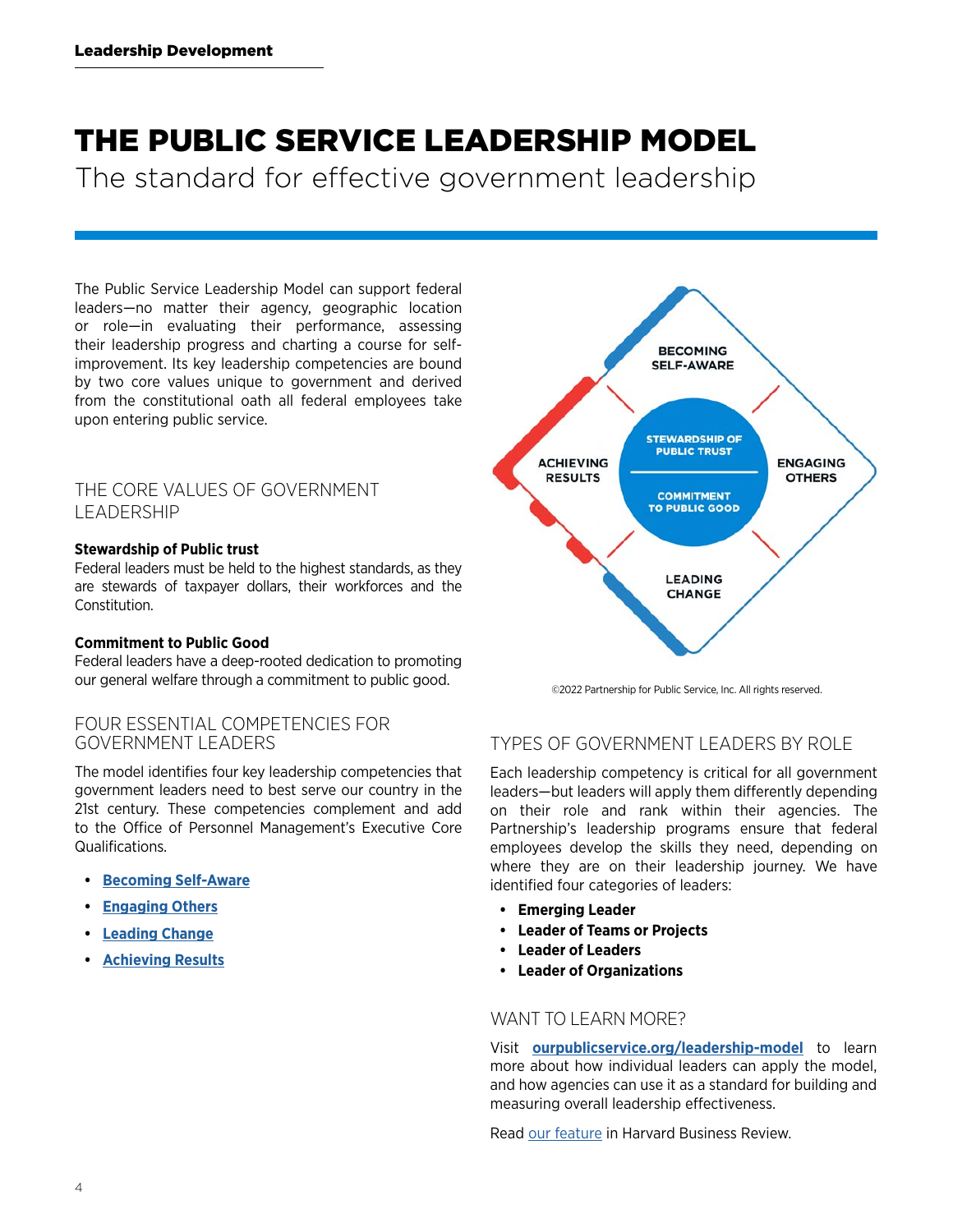# THE PUBLIC SERVICE LEADERSHIP MODEL

The standard for effective government leadership

The Public Service Leadership Model can support federal leaders—no matter their agency, geographic location or role—in evaluating their performance, assessing their leadership progress and charting a course for self-improvement. Its key leadership competencies are bound by two core values unique to government and derived from the constitutional oath all federal employees take upon entering public service.

## THE CORE VALUES OF GOVERNMENT LEADERSHIP

**Stewardship of Public trust**
Federal leaders must be held to the highest standards, as they are stewards of taxpayer dollars, their workforces and the Constitution.

**Commitment to Public Good**
Federal leaders have a deep-rooted dedication to promoting our general welfare through a commitment to public good.

## FOUR ESSENTIAL COMPETENCIES FOR GOVERNMENT LEADERS

The model identifies four key leadership competencies that government leaders need to best serve our country in the 21st century. These competencies complement and add to the Office of Personnel Management's Executive Core Qualifications.

- **Becoming Self-Aware**
- **Engaging Others**
- **Leading Change**
- **Achieving Results**

BECOMING SELF-AWARE
ACHIEVING RESULTS
STEWARDSHIP OF PUBLIC TRUST
COMMITMENT TO PUBLIC GOOD
ENGAGING OTHERS
LEADING CHANGE

©2022 Partnership for Public Service, Inc. All rights reserved.

## TYPES OF GOVERNMENT LEADERS BY ROLE

Each leadership competency is critical for all government leaders—but leaders will apply them differently depending on their role and rank within their agencies. The Partnership's leadership programs ensure that federal employees develop the skills they need, depending on where they are on their leadership journey. We have identified four categories of leaders:

- **Emerging Leader**
- **Leader of Teams or Projects**
- **Leader of Leaders**
- **Leader of Organizations**

## WANT TO LEARN MORE?

Visit **ourpublicservice.org/leadership-model** to learn more about how individual leaders can apply the model, and how agencies can use it as a standard for building and measuring overall leadership effectiveness.

Read our feature in Harvard Business Review.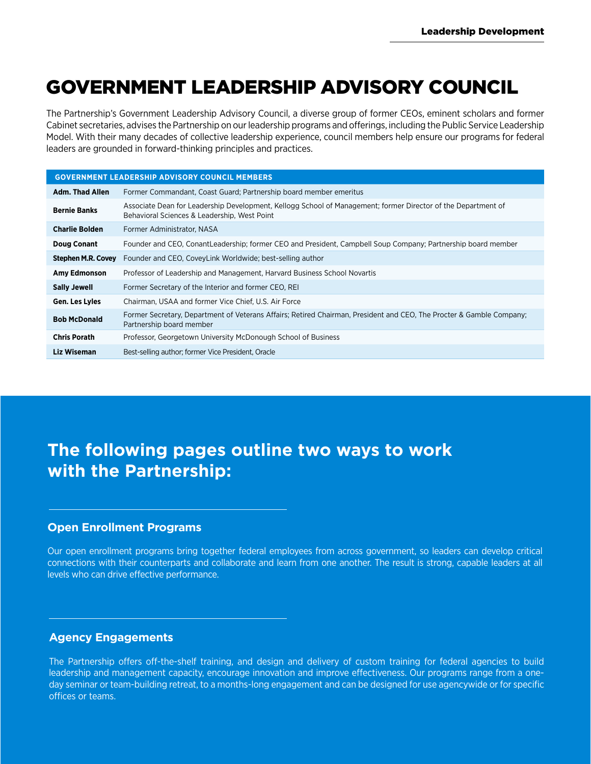# GOVERNMENT LEADERSHIP ADVISORY COUNCIL

The Partnership's Government Leadership Advisory Council, a diverse group of former CEOs, eminent scholars and former Cabinet secretaries, advises the Partnership on our leadership programs and offerings, including the Public Service Leadership Model. With their many decades of collective leadership experience, council members help ensure our programs for federal leaders are grounded in forward-thinking principles and practices.

| GOVERNMENT LEADERSHIP ADVISORY COUNCIL MEMBERS | |
|---|---|
| **Adm. Thad Allen** | Former Commandant, Coast Guard; Partnership board member emeritus |
| **Bernie Banks** | Associate Dean for Leadership Development, Kellogg School of Management; former Director of the Department of Behavioral Sciences & Leadership, West Point |
| **Charlie Bolden** | Former Administrator, NASA |
| **Doug Conant** | Founder and CEO, ConantLeadership; former CEO and President, Campbell Soup Company; Partnership board member |
| **Stephen M.R. Covey** | Founder and CEO, CoveyLink Worldwide; best-selling author |
| **Amy Edmonson** | Professor of Leadership and Management, Harvard Business School Novartis |
| **Sally Jewell** | Former Secretary of the Interior and former CEO, REI |
| **Gen. Les Lyles** | Chairman, USAA and former Vice Chief, U.S. Air Force |
| **Bob McDonald** | Former Secretary, Department of Veterans Affairs; Retired Chairman, President and CEO, The Procter & Gamble Company; Partnership board member |
| **Chris Porath** | Professor, Georgetown University McDonough School of Business |
| **Liz Wiseman** | Best-selling author; former Vice President, Oracle |

## The following pages outline two ways to work with the Partnership:

### Open Enrollment Programs

Our open enrollment programs bring together federal employees from across government, so leaders can develop critical connections with their counterparts and collaborate and learn from one another. The result is strong, capable leaders at all levels who can drive effective performance.

### Agency Engagements

The Partnership offers off-the-shelf training, and design and delivery of custom training for federal agencies to build leadership and management capacity, encourage innovation and improve effectiveness. Our programs range from a one-day seminar or team-building retreat, to a months-long engagement and can be designed for use agencywide or for specific offices or teams.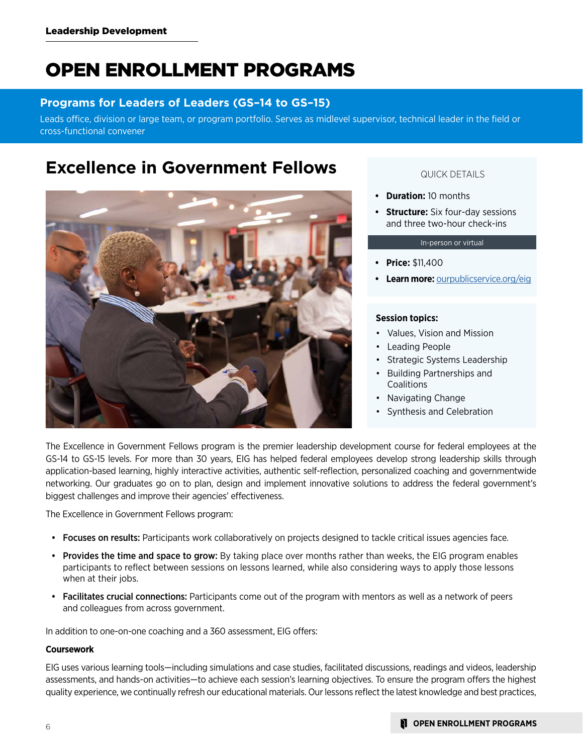Leadership Development

# OPEN ENROLLMENT PROGRAMS

## Programs for Leaders of Leaders (GS–14 to GS–15)

Leads office, division or large team, or program portfolio. Serves as midlevel supervisor, technical leader in the field or cross-functional convener

## Excellence in Government Fellows

QUICK DETAILS

- **Duration:** 10 months
- **Structure:** Six four-day sessions and three two-hour check-ins

In-person or virtual

- **Price:** $11,400
- **Learn more:** ourpublicservice.org/eig

**Session topics:**

- Values, Vision and Mission
- Leading People
- Strategic Systems Leadership
- Building Partnerships and Coalitions
- Navigating Change
- Synthesis and Celebration

The Excellence in Government Fellows program is the premier leadership development course for federal employees at the GS-14 to GS-15 levels. For more than 30 years, EIG has helped federal employees develop strong leadership skills through application-based learning, highly interactive activities, authentic self-reflection, personalized coaching and governmentwide networking. Our graduates go on to plan, design and implement innovative solutions to address the federal government's biggest challenges and improve their agencies' effectiveness.

The Excellence in Government Fellows program:

- **Focuses on results:** Participants work collaboratively on projects designed to tackle critical issues agencies face.
- **Provides the time and space to grow:** By taking place over months rather than weeks, the EIG program enables participants to reflect between sessions on lessons learned, while also considering ways to apply those lessons when at their jobs.
- **Facilitates crucial connections:** Participants come out of the program with mentors as well as a network of peers and colleagues from across government.

In addition to one-on-one coaching and a 360 assessment, EIG offers:

**Coursework**

EIG uses various learning tools—including simulations and case studies, facilitated discussions, readings and videos, leadership assessments, and hands-on activities—to achieve each session's learning objectives. To ensure the program offers the highest quality experience, we continually refresh our educational materials. Our lessons reflect the latest knowledge and best practices,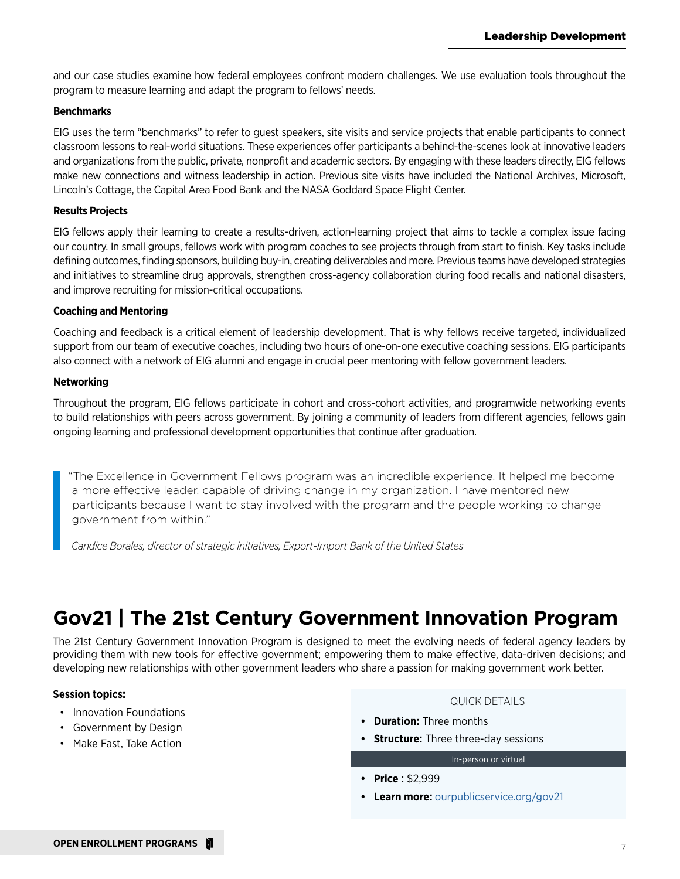and our case studies examine how federal employees confront modern challenges. We use evaluation tools throughout the program to measure learning and adapt the program to fellows' needs.

**Benchmarks**

EIG uses the term "benchmarks" to refer to guest speakers, site visits and service projects that enable participants to connect classroom lessons to real-world situations. These experiences offer participants a behind-the-scenes look at innovative leaders and organizations from the public, private, nonprofit and academic sectors. By engaging with these leaders directly, EIG fellows make new connections and witness leadership in action. Previous site visits have included the National Archives, Microsoft, Lincoln's Cottage, the Capital Area Food Bank and the NASA Goddard Space Flight Center.

**Results Projects**

EIG fellows apply their learning to create a results-driven, action-learning project that aims to tackle a complex issue facing our country. In small groups, fellows work with program coaches to see projects through from start to finish. Key tasks include defining outcomes, finding sponsors, building buy-in, creating deliverables and more. Previous teams have developed strategies and initiatives to streamline drug approvals, strengthen cross-agency collaboration during food recalls and national disasters, and improve recruiting for mission-critical occupations.

**Coaching and Mentoring**

Coaching and feedback is a critical element of leadership development. That is why fellows receive targeted, individualized support from our team of executive coaches, including two hours of one-on-one executive coaching sessions. EIG participants also connect with a network of EIG alumni and engage in crucial peer mentoring with fellow government leaders.

**Networking**

Throughout the program, EIG fellows participate in cohort and cross-cohort activities, and programwide networking events to build relationships with peers across government. By joining a community of leaders from different agencies, fellows gain ongoing learning and professional development opportunities that continue after graduation.

> "The Excellence in Government Fellows program was an incredible experience. It helped me become a more effective leader, capable of driving change in my organization. I have mentored new participants because I want to stay involved with the program and the people working to change government from within."
>
> *Candice Borales, director of strategic initiatives, Export-Import Bank of the United States*

---

## Gov21 | The 21st Century Government Innovation Program

The 21st Century Government Innovation Program is designed to meet the evolving needs of federal agency leaders by providing them with new tools for effective government; empowering them to make effective, data-driven decisions; and developing new relationships with other government leaders who share a passion for making government work better.

**Session topics:**

- Innovation Foundations
- Government by Design
- Make Fast, Take Action

QUICK DETAILS

- **Duration:** Three months
- **Structure:** Three three-day sessions

In-person or virtual

- **Price :** $2,999
- **Learn more:** ourpublicservice.org/gov21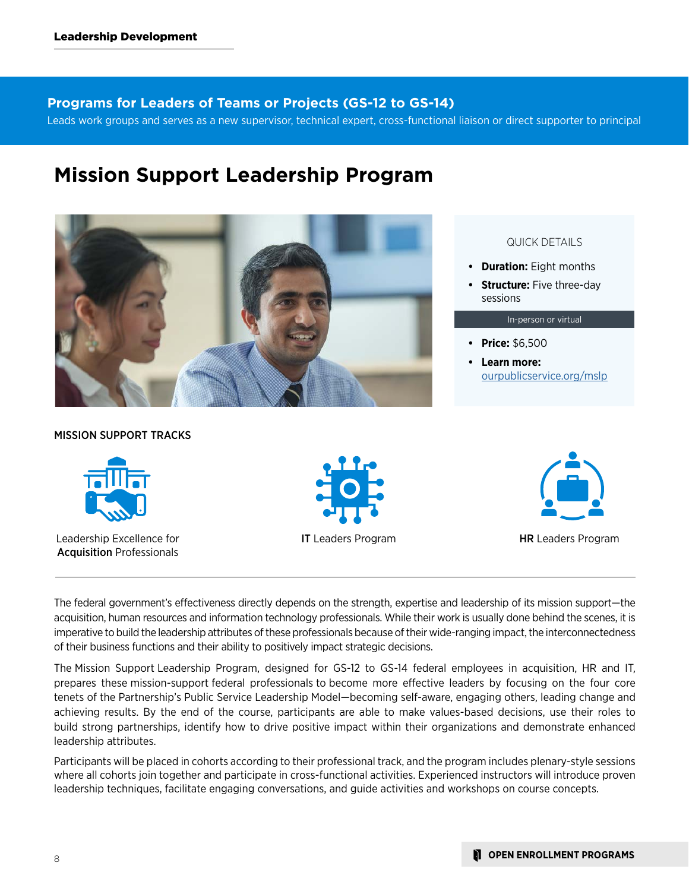## Programs for Leaders of Teams or Projects (GS-12 to GS-14)

Leads work groups and serves as a new supervisor, technical expert, cross-functional liaison or direct supporter to principal

# Mission Support Leadership Program

QUICK DETAILS

- **Duration:** Eight months
- **Structure:** Five three-day sessions

In-person or virtual

- **Price:** $6,500
- **Learn more:** ourpublicservice.org/mslp

MISSION SUPPORT TRACKS

Leadership Excellence for **Acquisition** Professionals

**IT** Leaders Program

**HR** Leaders Program

---

The federal government's effectiveness directly depends on the strength, expertise and leadership of its mission support—the acquisition, human resources and information technology professionals. While their work is usually done behind the scenes, it is imperative to build the leadership attributes of these professionals because of their wide-ranging impact, the interconnectedness of their business functions and their ability to positively impact strategic decisions.

The Mission Support Leadership Program, designed for GS-12 to GS-14 federal employees in acquisition, HR and IT, prepares these mission-support federal professionals to become more effective leaders by focusing on the four core tenets of the Partnership's Public Service Leadership Model—becoming self-aware, engaging others, leading change and achieving results. By the end of the course, participants are able to make values-based decisions, use their roles to build strong partnerships, identify how to drive positive impact within their organizations and demonstrate enhanced leadership attributes.

Participants will be placed in cohorts according to their professional track, and the program includes plenary-style sessions where all cohorts join together and participate in cross-functional activities. Experienced instructors will introduce proven leadership techniques, facilitate engaging conversations, and guide activities and workshops on course concepts.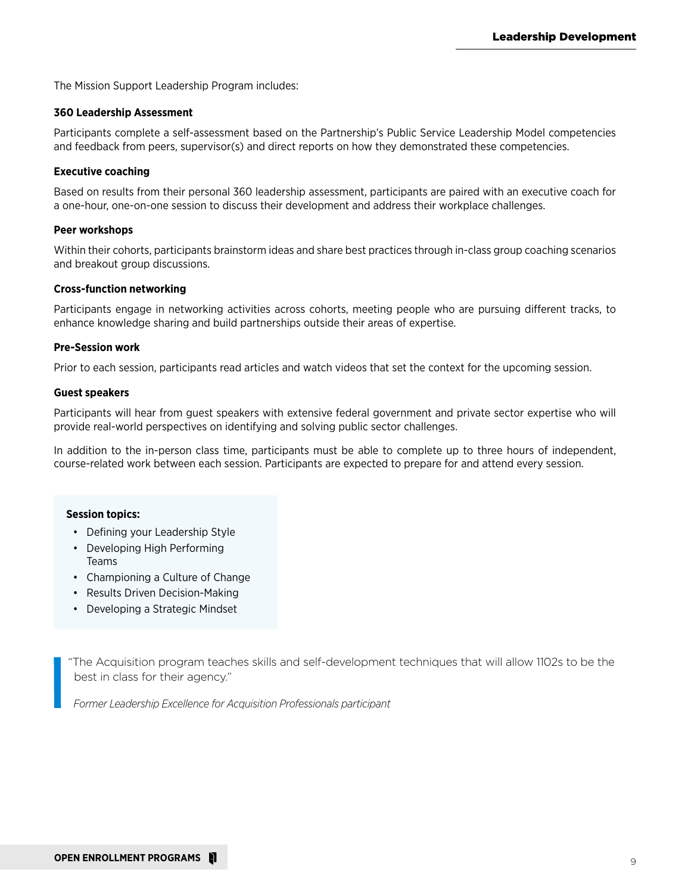The Mission Support Leadership Program includes:

**360 Leadership Assessment**

Participants complete a self-assessment based on the Partnership's Public Service Leadership Model competencies and feedback from peers, supervisor(s) and direct reports on how they demonstrated these competencies.

**Executive coaching**

Based on results from their personal 360 leadership assessment, participants are paired with an executive coach for a one-hour, one-on-one session to discuss their development and address their workplace challenges.

**Peer workshops**

Within their cohorts, participants brainstorm ideas and share best practices through in-class group coaching scenarios and breakout group discussions.

**Cross-function networking**

Participants engage in networking activities across cohorts, meeting people who are pursuing different tracks, to enhance knowledge sharing and build partnerships outside their areas of expertise.

**Pre-Session work**

Prior to each session, participants read articles and watch videos that set the context for the upcoming session.

**Guest speakers**

Participants will hear from guest speakers with extensive federal government and private sector expertise who will provide real-world perspectives on identifying and solving public sector challenges.

In addition to the in-person class time, participants must be able to complete up to three hours of independent, course-related work between each session. Participants are expected to prepare for and attend every session.

**Session topics:**

- Defining your Leadership Style
- Developing High Performing Teams
- Championing a Culture of Change
- Results Driven Decision-Making
- Developing a Strategic Mindset

> "The Acquisition program teaches skills and self-development techniques that will allow 1102s to be the best in class for their agency."
>
> *Former Leadership Excellence for Acquisition Professionals participant*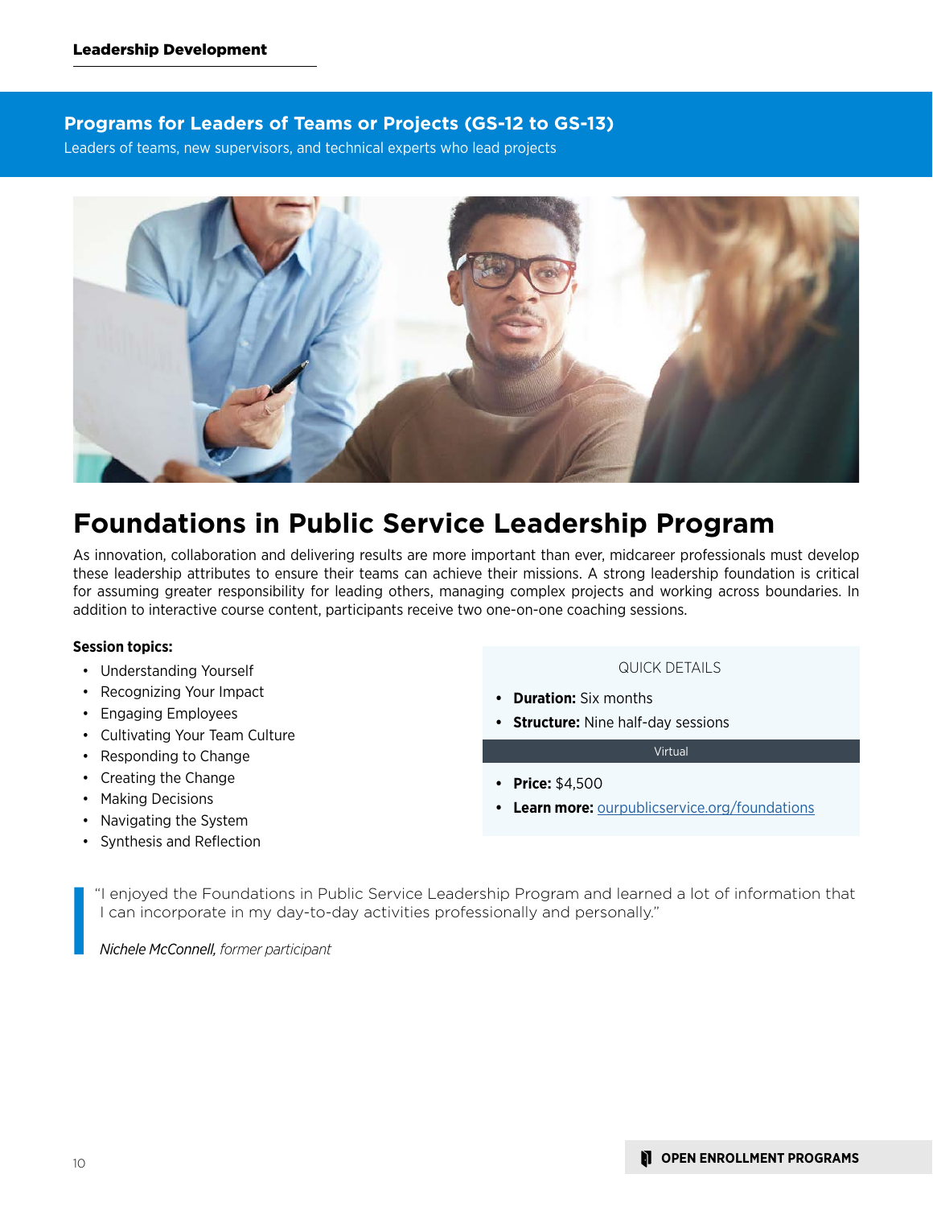## Programs for Leaders of Teams or Projects (GS-12 to GS-13)

Leaders of teams, new supervisors, and technical experts who lead projects

# Foundations in Public Service Leadership Program

As innovation, collaboration and delivering results are more important than ever, midcareer professionals must develop these leadership attributes to ensure their teams can achieve their missions. A strong leadership foundation is critical for assuming greater responsibility for leading others, managing complex projects and working across boundaries. In addition to interactive course content, participants receive two one-on-one coaching sessions.

**Session topics:**

- Understanding Yourself
- Recognizing Your Impact
- Engaging Employees
- Cultivating Your Team Culture
- Responding to Change
- Creating the Change
- Making Decisions
- Navigating the System
- Synthesis and Reflection

QUICK DETAILS

- **Duration:** Six months
- **Structure:** Nine half-day sessions

Virtual

- **Price:** $4,500
- **Learn more:** ourpublicservice.org/foundations

> "I enjoyed the Foundations in Public Service Leadership Program and learned a lot of information that I can incorporate in my day-to-day activities professionally and personally."
>
> *Nichele McConnell, former participant*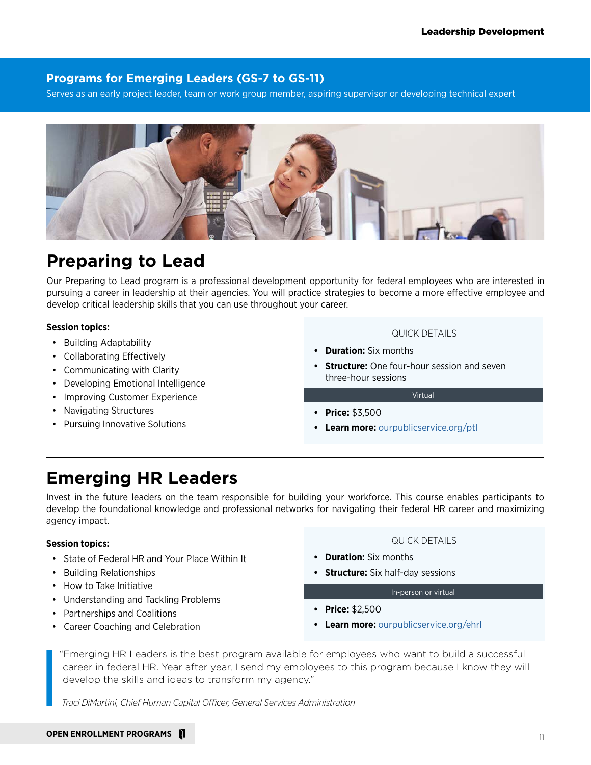## Programs for Emerging Leaders (GS-7 to GS-11)

Serves as an early project leader, team or work group member, aspiring supervisor or developing technical expert

# Preparing to Lead

Our Preparing to Lead program is a professional development opportunity for federal employees who are interested in pursuing a career in leadership at their agencies. You will practice strategies to become a more effective employee and develop critical leadership skills that you can use throughout your career.

**Session topics:**

- Building Adaptability
- Collaborating Effectively
- Communicating with Clarity
- Developing Emotional Intelligence
- Improving Customer Experience
- Navigating Structures
- Pursuing Innovative Solutions

QUICK DETAILS

- **Duration:** Six months
- **Structure:** One four-hour session and seven three-hour sessions

Virtual

- **Price:** $3,500
- **Learn more:** ourpublicservice.org/ptl

# Emerging HR Leaders

Invest in the future leaders on the team responsible for building your workforce. This course enables participants to develop the foundational knowledge and professional networks for navigating their federal HR career and maximizing agency impact.

**Session topics:**

- State of Federal HR and Your Place Within It
- Building Relationships
- How to Take Initiative
- Understanding and Tackling Problems
- Partnerships and Coalitions
- Career Coaching and Celebration

QUICK DETAILS

- **Duration:** Six months
- **Structure:** Six half-day sessions

In-person or virtual

- **Price:** $2,500
- **Learn more:** ourpublicservice.org/ehrl

> "Emerging HR Leaders is the best program available for employees who want to build a successful career in federal HR. Year after year, I send my employees to this program because I know they will develop the skills and ideas to transform my agency."
>
> *Traci DiMartini, Chief Human Capital Officer, General Services Administration*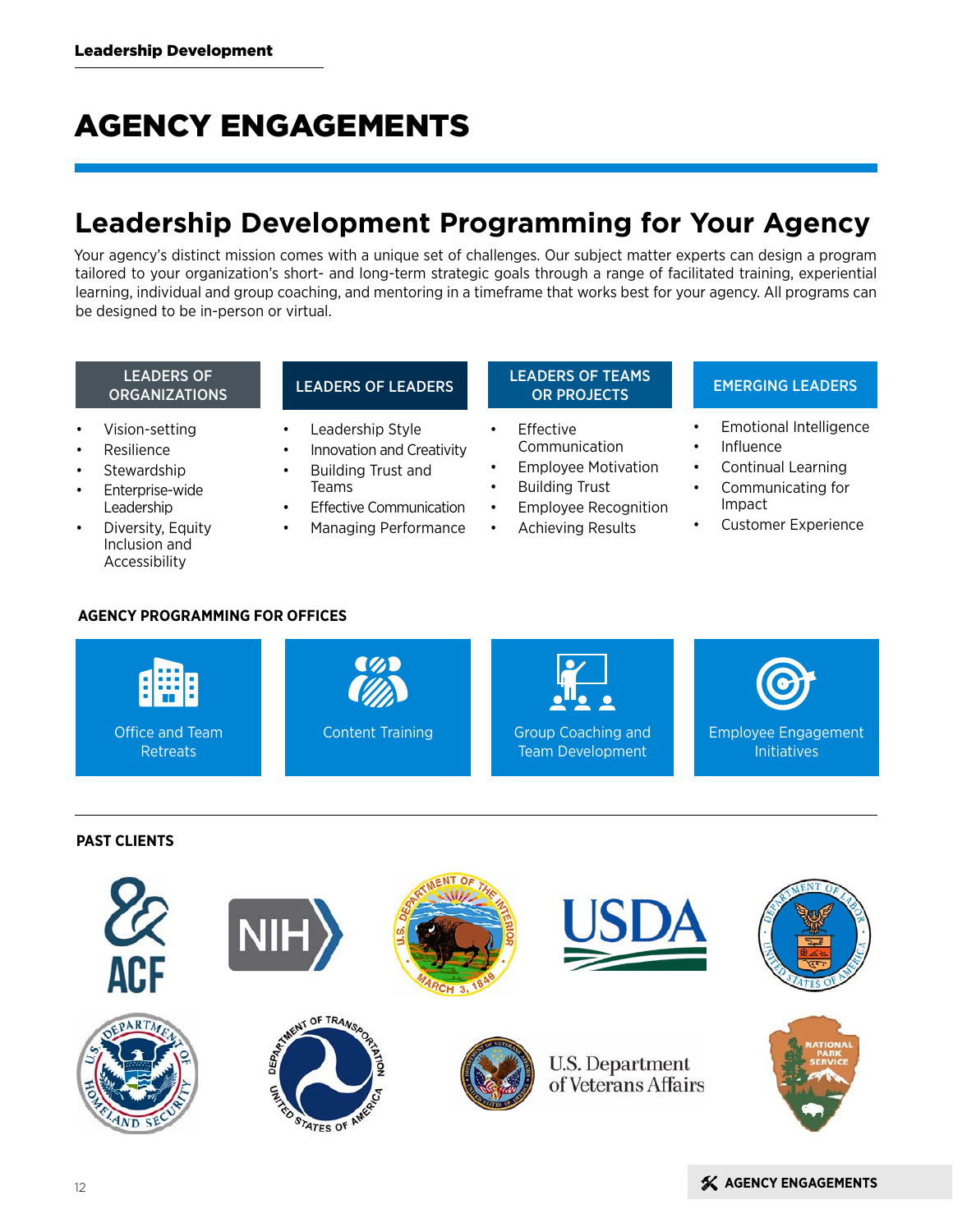# AGENCY ENGAGEMENTS

## Leadership Development Programming for Your Agency

Your agency's distinct mission comes with a unique set of challenges. Our subject matter experts can design a program tailored to your organization's short- and long-term strategic goals through a range of facilitated training, experiential learning, individual and group coaching, and mentoring in a timeframe that works best for your agency. All programs can be designed to be in-person or virtual.

### LEADERS OF ORGANIZATIONS

- Vision-setting
- Resilience
- Stewardship
- Enterprise-wide Leadership
- Diversity, Equity Inclusion and Accessibility

### LEADERS OF LEADERS

- Leadership Style
- Innovation and Creativity
- Building Trust and Teams
- Effective Communication
- Managing Performance

### LEADERS OF TEAMS OR PROJECTS

- Effective Communication
- Employee Motivation
- Building Trust
- Employee Recognition
- Achieving Results

### EMERGING LEADERS

- Emotional Intelligence
- Influence
- Continual Learning
- Communicating for Impact
- Customer Experience

### AGENCY PROGRAMMING FOR OFFICES

- Office and Team Retreats
- Content Training
- Group Coaching and Team Development
- Employee Engagement Initiatives

### PAST CLIENTS

ACF
NIH
U.S. Department of the Interior
USDA
Department of Labor
U.S. Department of Homeland Security
Department of Transportation
U.S. Department of Veterans Affairs
National Park Service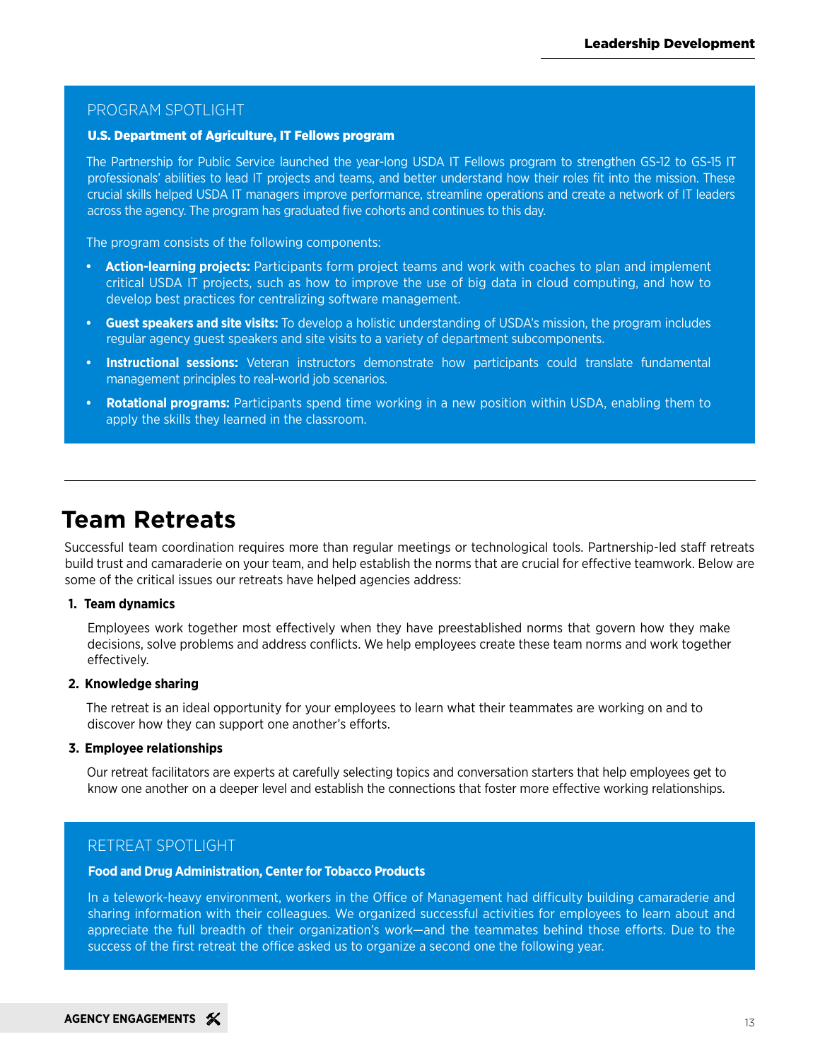PROGRAM SPOTLIGHT

**U.S. Department of Agriculture, IT Fellows program**

The Partnership for Public Service launched the year-long USDA IT Fellows program to strengthen GS-12 to GS-15 IT professionals' abilities to lead IT projects and teams, and better understand how their roles fit into the mission. These crucial skills helped USDA IT managers improve performance, streamline operations and create a network of IT leaders across the agency. The program has graduated five cohorts and continues to this day.

The program consists of the following components:

- **Action-learning projects:** Participants form project teams and work with coaches to plan and implement critical USDA IT projects, such as how to improve the use of big data in cloud computing, and how to develop best practices for centralizing software management.
- **Guest speakers and site visits:** To develop a holistic understanding of USDA's mission, the program includes regular agency guest speakers and site visits to a variety of department subcomponents.
- **Instructional sessions:** Veteran instructors demonstrate how participants could translate fundamental management principles to real-world job scenarios.
- **Rotational programs:** Participants spend time working in a new position within USDA, enabling them to apply the skills they learned in the classroom.

# Team Retreats

Successful team coordination requires more than regular meetings or technological tools. Partnership-led staff retreats build trust and camaraderie on your team, and help establish the norms that are crucial for effective teamwork. Below are some of the critical issues our retreats have helped agencies address:

1. **Team dynamics**

   Employees work together most effectively when they have preestablished norms that govern how they make decisions, solve problems and address conflicts. We help employees create these team norms and work together effectively.

2. **Knowledge sharing**

   The retreat is an ideal opportunity for your employees to learn what their teammates are working on and to discover how they can support one another's efforts.

3. **Employee relationships**

   Our retreat facilitators are experts at carefully selecting topics and conversation starters that help employees get to know one another on a deeper level and establish the connections that foster more effective working relationships.

RETREAT SPOTLIGHT

**Food and Drug Administration, Center for Tobacco Products**

In a telework-heavy environment, workers in the Office of Management had difficulty building camaraderie and sharing information with their colleagues. We organized successful activities for employees to learn about and appreciate the full breadth of their organization's work—and the teammates behind those efforts. Due to the success of the first retreat the office asked us to organize a second one the following year.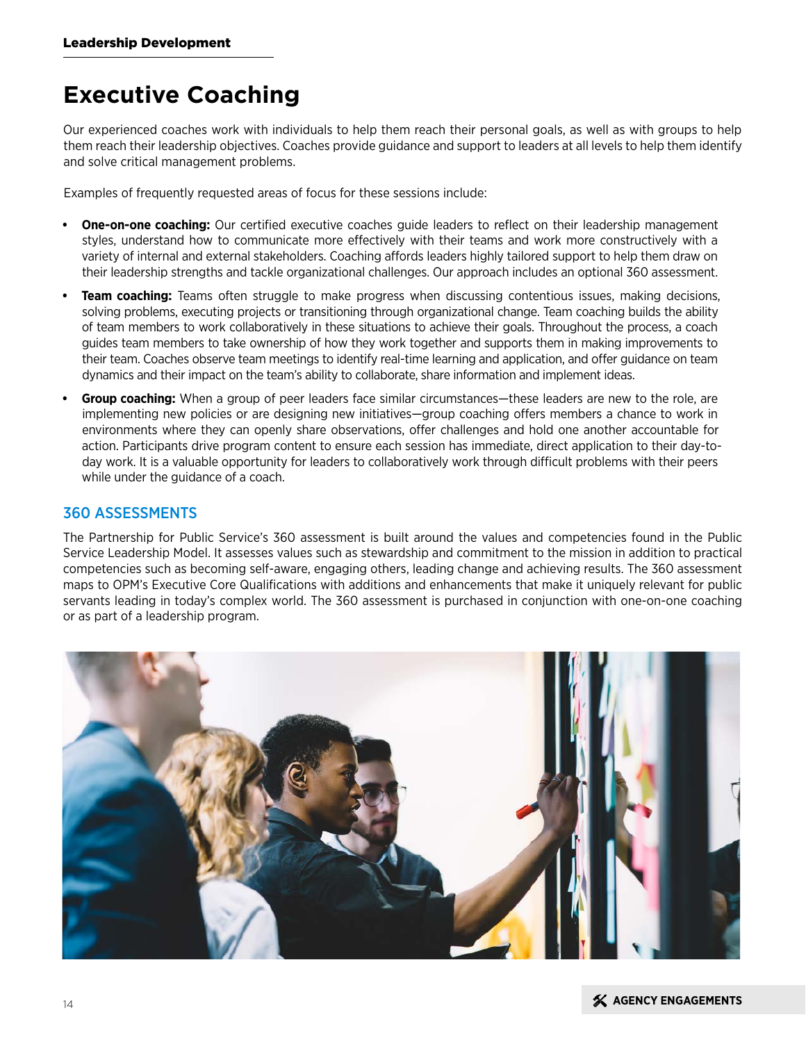## Executive Coaching

Our experienced coaches work with individuals to help them reach their personal goals, as well as with groups to help them reach their leadership objectives. Coaches provide guidance and support to leaders at all levels to help them identify and solve critical management problems.

Examples of frequently requested areas of focus for these sessions include:

- **One-on-one coaching:** Our certified executive coaches guide leaders to reflect on their leadership management styles, understand how to communicate more effectively with their teams and work more constructively with a variety of internal and external stakeholders. Coaching affords leaders highly tailored support to help them draw on their leadership strengths and tackle organizational challenges. Our approach includes an optional 360 assessment.
- **Team coaching:** Teams often struggle to make progress when discussing contentious issues, making decisions, solving problems, executing projects or transitioning through organizational change. Team coaching builds the ability of team members to work collaboratively in these situations to achieve their goals. Throughout the process, a coach guides team members to take ownership of how they work together and supports them in making improvements to their team. Coaches observe team meetings to identify real-time learning and application, and offer guidance on team dynamics and their impact on the team's ability to collaborate, share information and implement ideas.
- **Group coaching:** When a group of peer leaders face similar circumstances—these leaders are new to the role, are implementing new policies or are designing new initiatives—group coaching offers members a chance to work in environments where they can openly share observations, offer challenges and hold one another accountable for action. Participants drive program content to ensure each session has immediate, direct application to their day-to-day work. It is a valuable opportunity for leaders to collaboratively work through difficult problems with their peers while under the guidance of a coach.

### 360 ASSESSMENTS

The Partnership for Public Service's 360 assessment is built around the values and competencies found in the Public Service Leadership Model. It assesses values such as stewardship and commitment to the mission in addition to practical competencies such as becoming self-aware, engaging others, leading change and achieving results. The 360 assessment maps to OPM's Executive Core Qualifications with additions and enhancements that make it uniquely relevant for public servants leading in today's complex world. The 360 assessment is purchased in conjunction with one-on-one coaching or as part of a leadership program.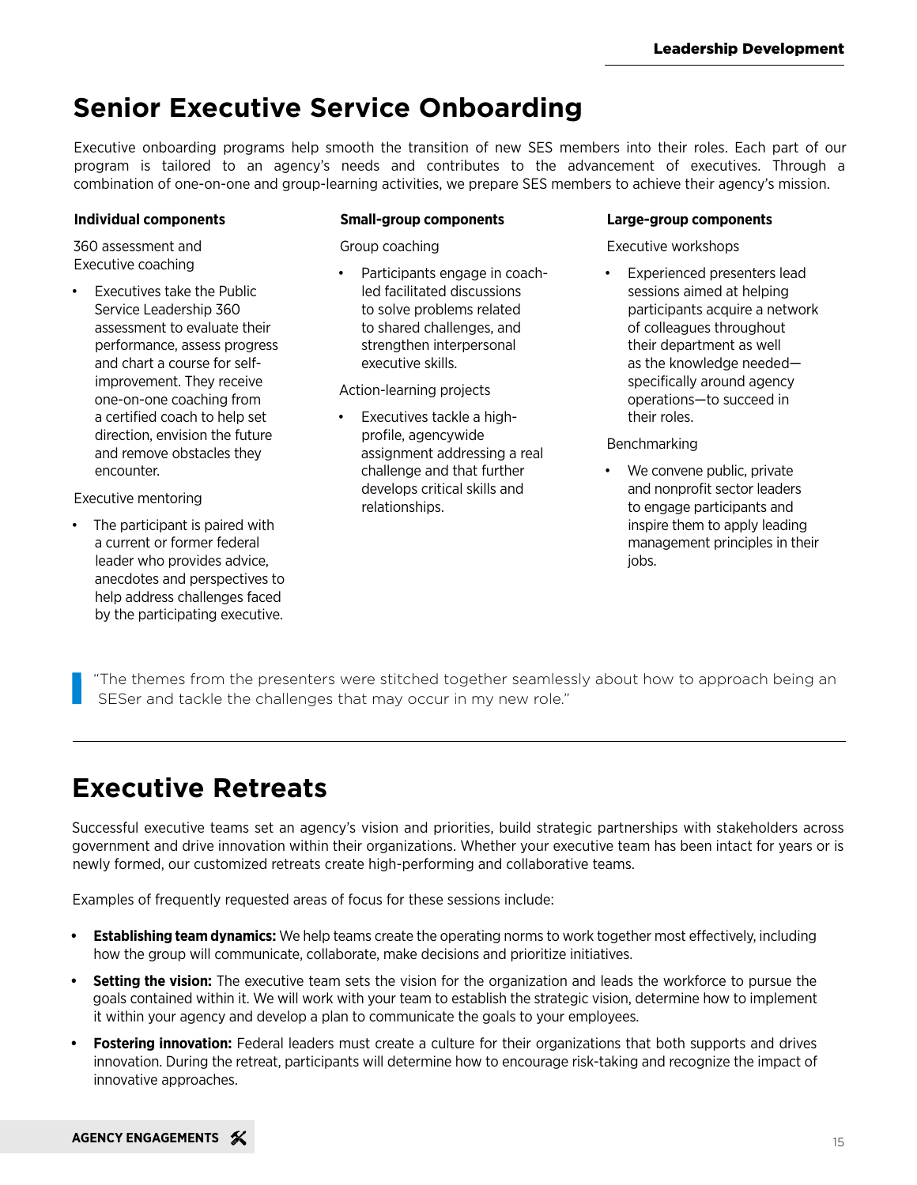# Senior Executive Service Onboarding

Executive onboarding programs help smooth the transition of new SES members into their roles. Each part of our program is tailored to an agency's needs and contributes to the advancement of executives. Through a combination of one-on-one and group-learning activities, we prepare SES members to achieve their agency's mission.

**Individual components**

360 assessment and Executive coaching

- Executives take the Public Service Leadership 360 assessment to evaluate their performance, assess progress and chart a course for self-improvement. They receive one-on-one coaching from a certified coach to help set direction, envision the future and remove obstacles they encounter.

Executive mentoring

- The participant is paired with a current or former federal leader who provides advice, anecdotes and perspectives to help address challenges faced by the participating executive.

**Small-group components**

Group coaching

- Participants engage in coach-led facilitated discussions to solve problems related to shared challenges, and strengthen interpersonal executive skills.

Action-learning projects

- Executives tackle a high-profile, agencywide assignment addressing a real challenge and that further develops critical skills and relationships.

**Large-group components**

Executive workshops

- Experienced presenters lead sessions aimed at helping participants acquire a network of colleagues throughout their department as well as the knowledge needed—specifically around agency operations—to succeed in their roles.

Benchmarking

- We convene public, private and nonprofit sector leaders to engage participants and inspire them to apply leading management principles in their jobs.

> "The themes from the presenters were stitched together seamlessly about how to approach being an SESer and tackle the challenges that may occur in my new role."

---

# Executive Retreats

Successful executive teams set an agency's vision and priorities, build strategic partnerships with stakeholders across government and drive innovation within their organizations. Whether your executive team has been intact for years or is newly formed, our customized retreats create high-performing and collaborative teams.

Examples of frequently requested areas of focus for these sessions include:

- **Establishing team dynamics:** We help teams create the operating norms to work together most effectively, including how the group will communicate, collaborate, make decisions and prioritize initiatives.
- **Setting the vision:** The executive team sets the vision for the organization and leads the workforce to pursue the goals contained within it. We will work with your team to establish the strategic vision, determine how to implement it within your agency and develop a plan to communicate the goals to your employees.
- **Fostering innovation:** Federal leaders must create a culture for their organizations that both supports and drives innovation. During the retreat, participants will determine how to encourage risk-taking and recognize the impact of innovative approaches.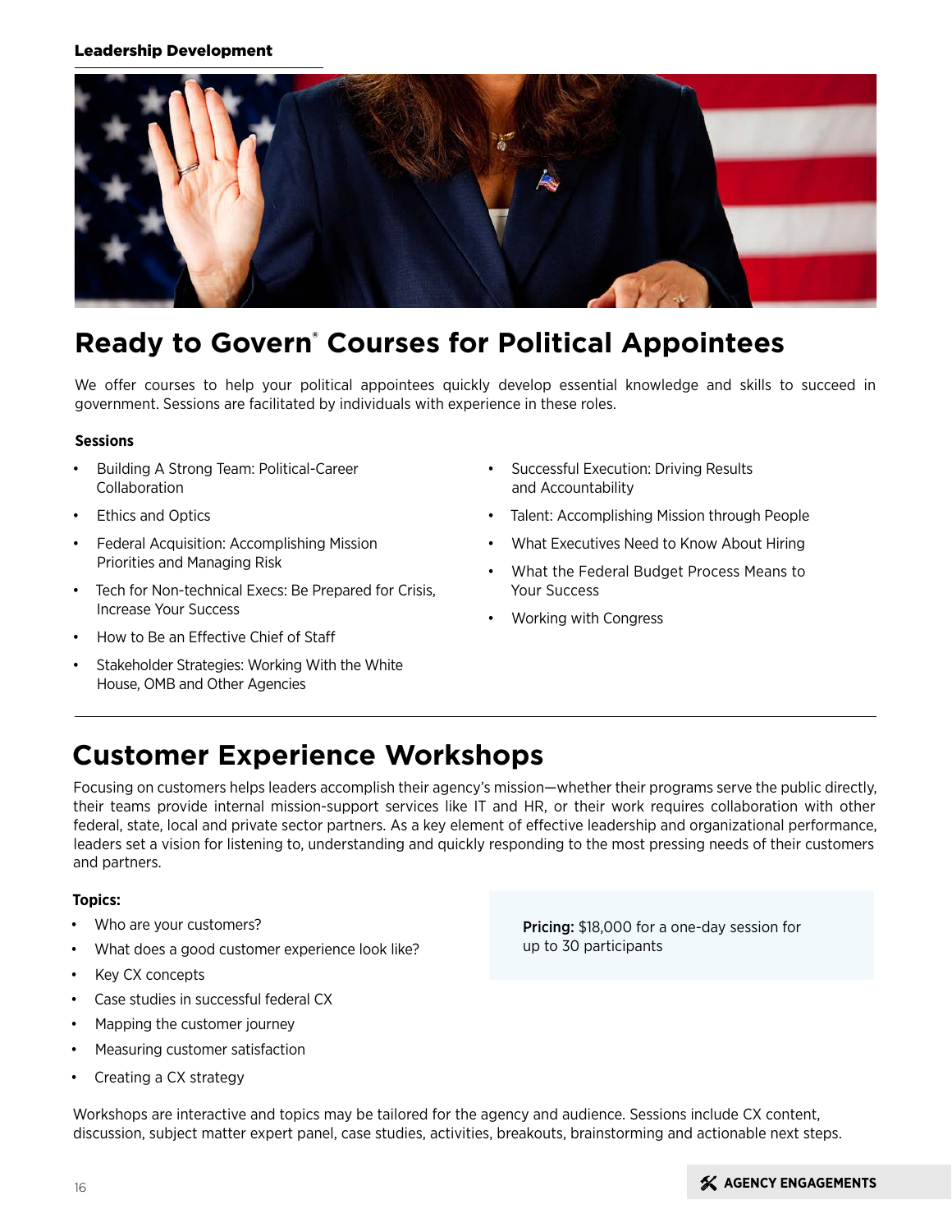# Ready to Govern® Courses for Political Appointees

We offer courses to help your political appointees quickly develop essential knowledge and skills to succeed in government. Sessions are facilitated by individuals with experience in these roles.

**Sessions**

- Building A Strong Team: Political-Career Collaboration
- Ethics and Optics
- Federal Acquisition: Accomplishing Mission Priorities and Managing Risk
- Tech for Non-technical Execs: Be Prepared for Crisis, Increase Your Success
- How to Be an Effective Chief of Staff
- Stakeholder Strategies: Working With the White House, OMB and Other Agencies
- Successful Execution: Driving Results and Accountability
- Talent: Accomplishing Mission through People
- What Executives Need to Know About Hiring
- What the Federal Budget Process Means to Your Success
- Working with Congress

# Customer Experience Workshops

Focusing on customers helps leaders accomplish their agency's mission—whether their programs serve the public directly, their teams provide internal mission-support services like IT and HR, or their work requires collaboration with other federal, state, local and private sector partners. As a key element of effective leadership and organizational performance, leaders set a vision for listening to, understanding and quickly responding to the most pressing needs of their customers and partners.

**Topics:**

- Who are your customers?
- What does a good customer experience look like?
- Key CX concepts
- Case studies in successful federal CX
- Mapping the customer journey
- Measuring customer satisfaction
- Creating a CX strategy

**Pricing:** $18,000 for a one-day session for up to 30 participants

Workshops are interactive and topics may be tailored for the agency and audience. Sessions include CX content, discussion, subject matter expert panel, case studies, activities, breakouts, brainstorming and actionable next steps.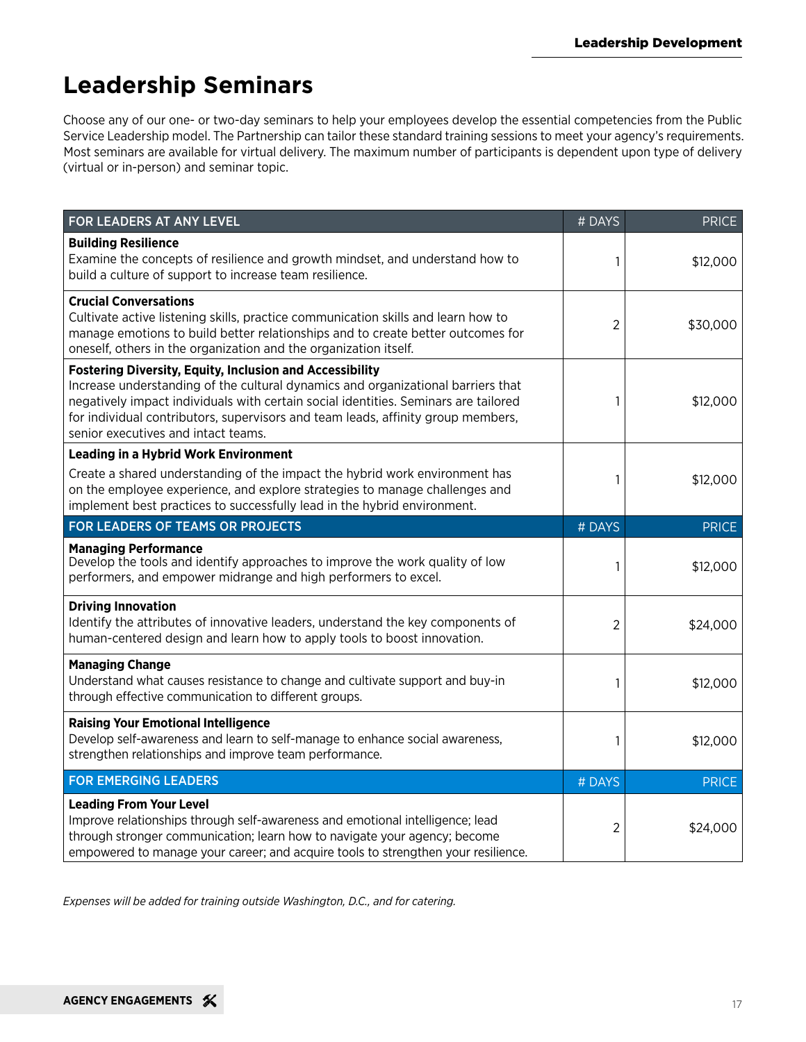# Leadership Seminars

Choose any of our one- or two-day seminars to help your employees develop the essential competencies from the Public Service Leadership model. The Partnership can tailor these standard training sessions to meet your agency's requirements. Most seminars are available for virtual delivery. The maximum number of participants is dependent upon type of delivery (virtual or in-person) and seminar topic.

| FOR LEADERS AT ANY LEVEL | # DAYS | PRICE |
|---|---|---|
| **Building Resilience**<br>Examine the concepts of resilience and growth mindset, and understand how to build a culture of support to increase team resilience. | 1 | $12,000 |
| **Crucial Conversations**<br>Cultivate active listening skills, practice communication skills and learn how to manage emotions to build better relationships and to create better outcomes for oneself, others in the organization and the organization itself. | 2 | $30,000 |
| **Fostering Diversity, Equity, Inclusion and Accessibility**<br>Increase understanding of the cultural dynamics and organizational barriers that negatively impact individuals with certain social identities. Seminars are tailored for individual contributors, supervisors and team leads, affinity group members, senior executives and intact teams. | 1 | $12,000 |
| **Leading in a Hybrid Work Environment**<br>Create a shared understanding of the impact the hybrid work environment has on the employee experience, and explore strategies to manage challenges and implement best practices to successfully lead in the hybrid environment. | 1 | $12,000 |
| **FOR LEADERS OF TEAMS OR PROJECTS** | **# DAYS** | **PRICE** |
| **Managing Performance**<br>Develop the tools and identify approaches to improve the work quality of low performers, and empower midrange and high performers to excel. | 1 | $12,000 |
| **Driving Innovation**<br>Identify the attributes of innovative leaders, understand the key components of human-centered design and learn how to apply tools to boost innovation. | 2 | $24,000 |
| **Managing Change**<br>Understand what causes resistance to change and cultivate support and buy-in through effective communication to different groups. | 1 | $12,000 |
| **Raising Your Emotional Intelligence**<br>Develop self-awareness and learn to self-manage to enhance social awareness, strengthen relationships and improve team performance. | 1 | $12,000 |
| **FOR EMERGING LEADERS** | **# DAYS** | **PRICE** |
| **Leading From Your Level**<br>Improve relationships through self-awareness and emotional intelligence; lead through stronger communication; learn how to navigate your agency; become empowered to manage your career; and acquire tools to strengthen your resilience. | 2 | $24,000 |

*Expenses will be added for training outside Washington, D.C., and for catering.*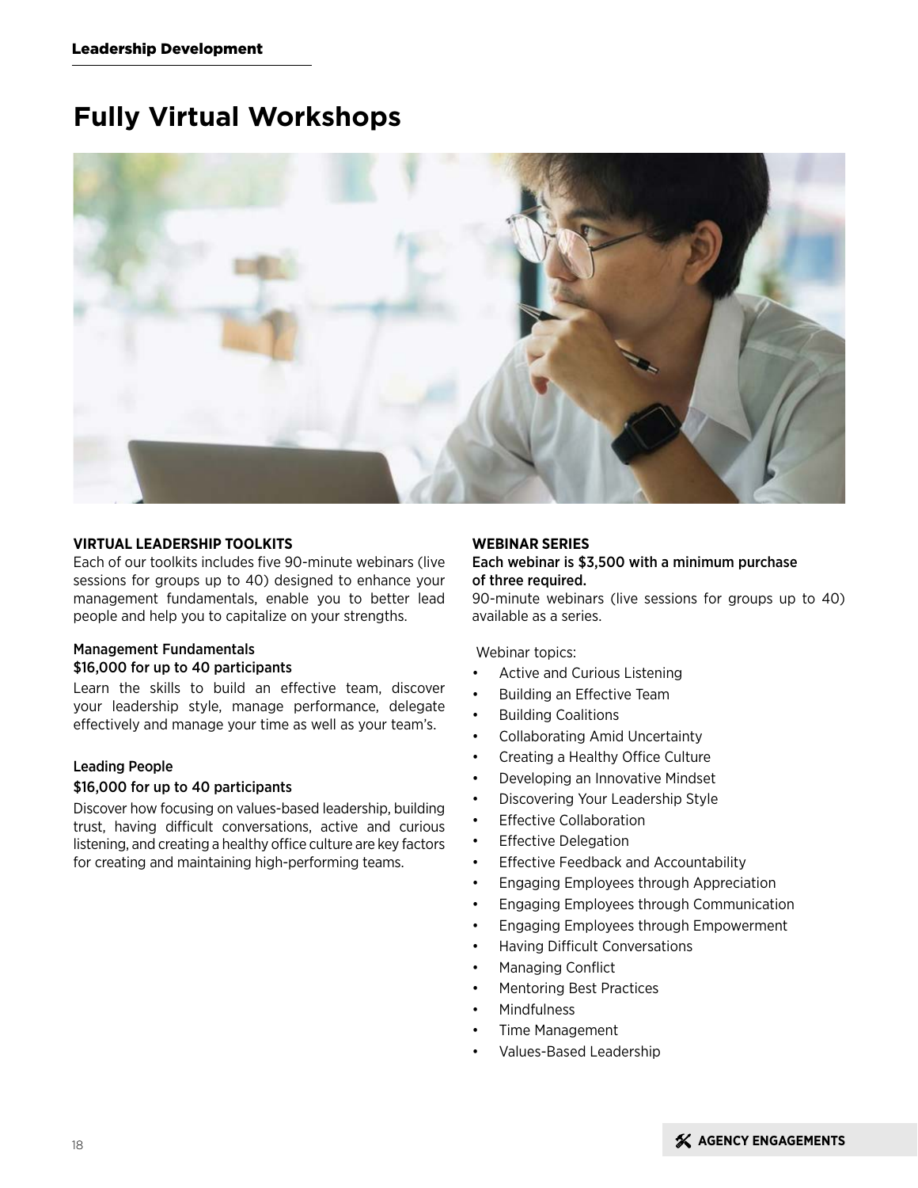# Fully Virtual Workshops

**VIRTUAL LEADERSHIP TOOLKITS**

Each of our toolkits includes five 90-minute webinars (live sessions for groups up to 40) designed to enhance your management fundamentals, enable you to better lead people and help you to capitalize on your strengths.

Management Fundamentals
$16,000 for up to 40 participants

Learn the skills to build an effective team, discover your leadership style, manage performance, delegate effectively and manage your time as well as your team's.

Leading People
$16,000 for up to 40 participants

Discover how focusing on values-based leadership, building trust, having difficult conversations, active and curious listening, and creating a healthy office culture are key factors for creating and maintaining high-performing teams.

**WEBINAR SERIES**

Each webinar is $3,500 with a minimum purchase of three required.

90-minute webinars (live sessions for groups up to 40) available as a series.

Webinar topics:

- Active and Curious Listening
- Building an Effective Team
- Building Coalitions
- Collaborating Amid Uncertainty
- Creating a Healthy Office Culture
- Developing an Innovative Mindset
- Discovering Your Leadership Style
- Effective Collaboration
- Effective Delegation
- Effective Feedback and Accountability
- Engaging Employees through Appreciation
- Engaging Employees through Communication
- Engaging Employees through Empowerment
- Having Difficult Conversations
- Managing Conflict
- Mentoring Best Practices
- Mindfulness
- Time Management
- Values-Based Leadership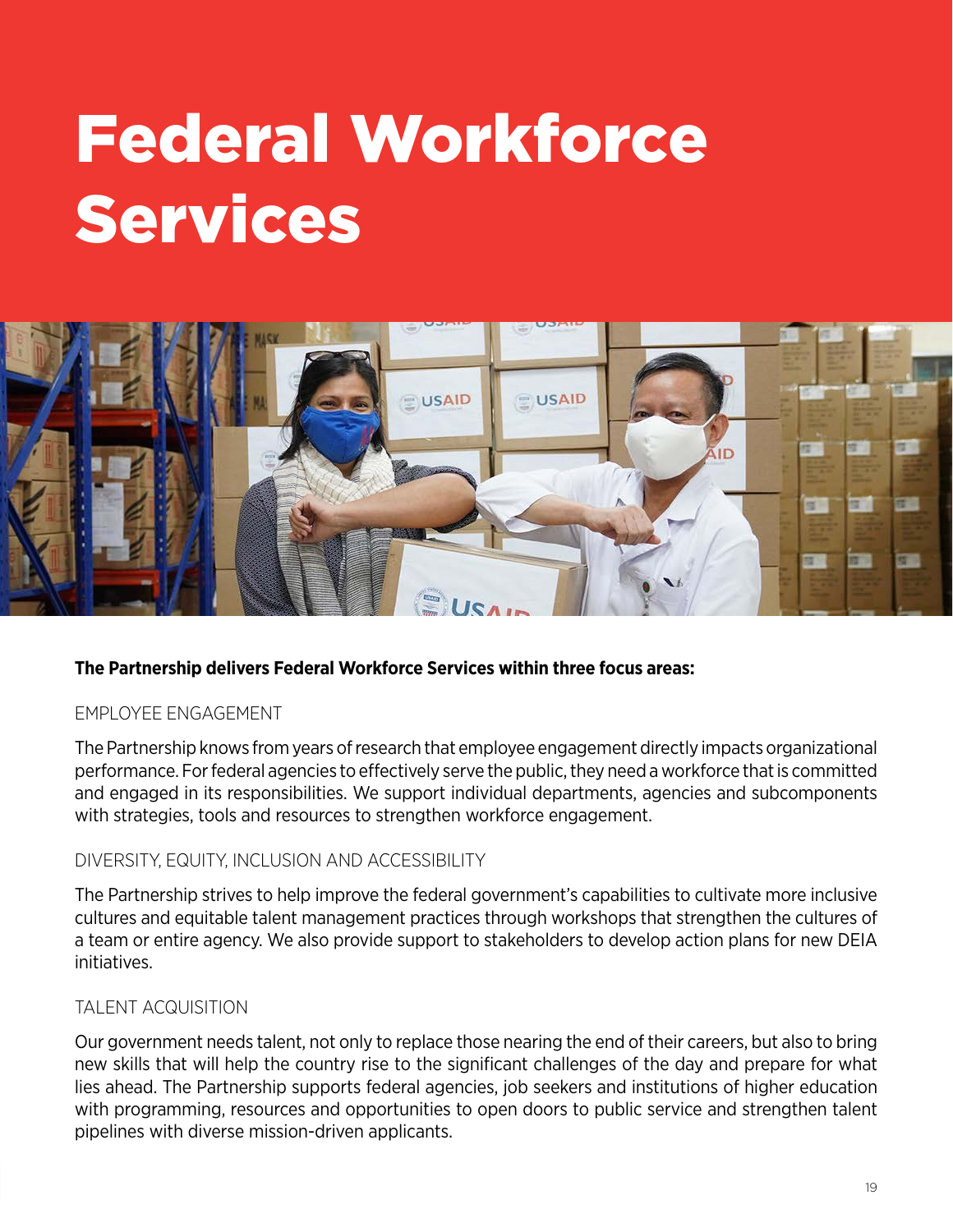# Federal Workforce Services

**The Partnership delivers Federal Workforce Services within three focus areas:**

## EMPLOYEE ENGAGEMENT

The Partnership knows from years of research that employee engagement directly impacts organizational performance. For federal agencies to effectively serve the public, they need a workforce that is committed and engaged in its responsibilities. We support individual departments, agencies and subcomponents with strategies, tools and resources to strengthen workforce engagement.

## DIVERSITY, EQUITY, INCLUSION AND ACCESSIBILITY

The Partnership strives to help improve the federal government's capabilities to cultivate more inclusive cultures and equitable talent management practices through workshops that strengthen the cultures of a team or entire agency. We also provide support to stakeholders to develop action plans for new DEIA initiatives.

## TALENT ACQUISITION

Our government needs talent, not only to replace those nearing the end of their careers, but also to bring new skills that will help the country rise to the significant challenges of the day and prepare for what lies ahead. The Partnership supports federal agencies, job seekers and institutions of higher education with programming, resources and opportunities to open doors to public service and strengthen talent pipelines with diverse mission-driven applicants.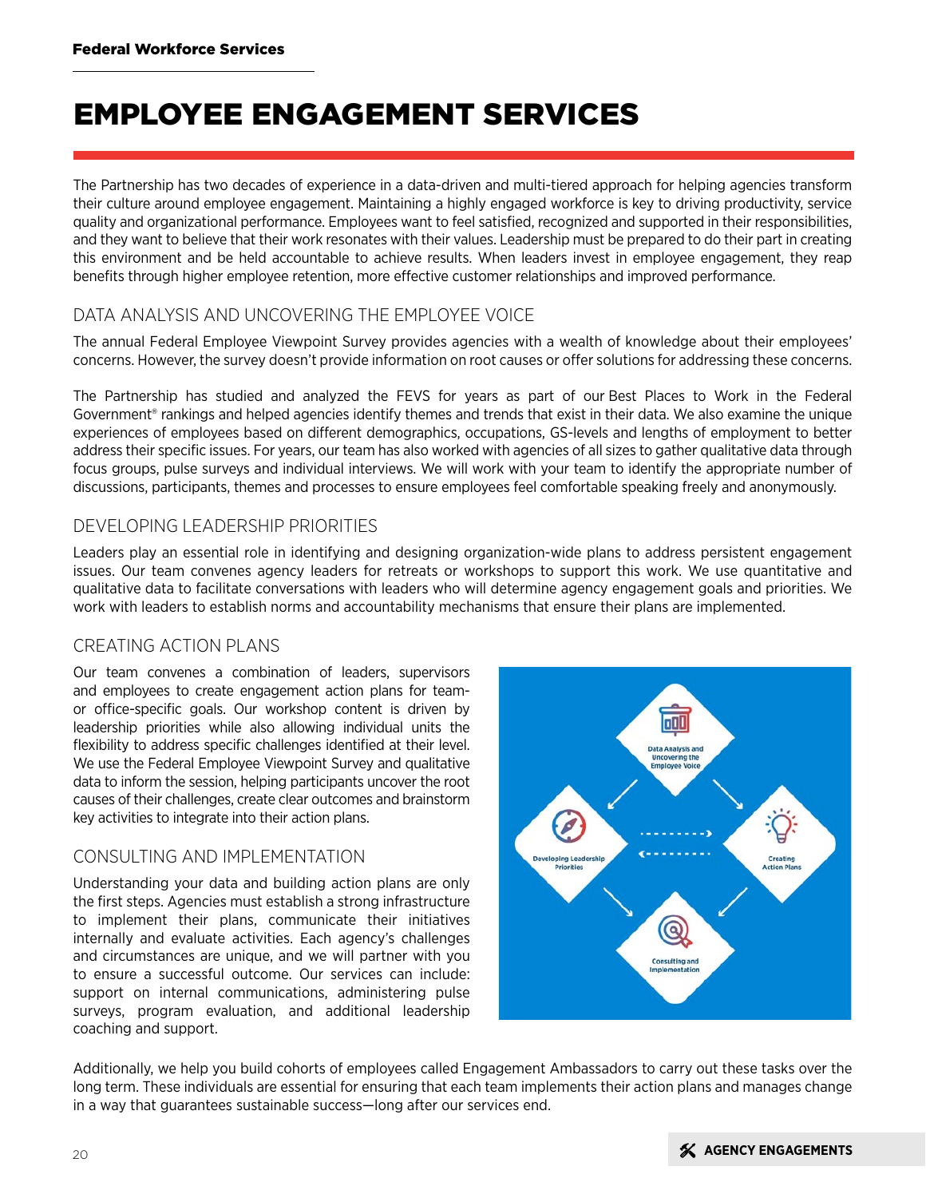# EMPLOYEE ENGAGEMENT SERVICES

The Partnership has two decades of experience in a data-driven and multi-tiered approach for helping agencies transform their culture around employee engagement. Maintaining a highly engaged workforce is key to driving productivity, service quality and organizational performance. Employees want to feel satisfied, recognized and supported in their responsibilities, and they want to believe that their work resonates with their values. Leadership must be prepared to do their part in creating this environment and be held accountable to achieve results. When leaders invest in employee engagement, they reap benefits through higher employee retention, more effective customer relationships and improved performance.

## DATA ANALYSIS AND UNCOVERING THE EMPLOYEE VOICE

The annual Federal Employee Viewpoint Survey provides agencies with a wealth of knowledge about their employees' concerns. However, the survey doesn't provide information on root causes or offer solutions for addressing these concerns.

The Partnership has studied and analyzed the FEVS for years as part of our Best Places to Work in the Federal Government® rankings and helped agencies identify themes and trends that exist in their data. We also examine the unique experiences of employees based on different demographics, occupations, GS-levels and lengths of employment to better address their specific issues. For years, our team has also worked with agencies of all sizes to gather qualitative data through focus groups, pulse surveys and individual interviews. We will work with your team to identify the appropriate number of discussions, participants, themes and processes to ensure employees feel comfortable speaking freely and anonymously.

## DEVELOPING LEADERSHIP PRIORITIES

Leaders play an essential role in identifying and designing organization-wide plans to address persistent engagement issues. Our team convenes agency leaders for retreats or workshops to support this work. We use quantitative and qualitative data to facilitate conversations with leaders who will determine agency engagement goals and priorities. We work with leaders to establish norms and accountability mechanisms that ensure their plans are implemented.

## CREATING ACTION PLANS

Our team convenes a combination of leaders, supervisors and employees to create engagement action plans for team- or office-specific goals. Our workshop content is driven by leadership priorities while also allowing individual units the flexibility to address specific challenges identified at their level. We use the Federal Employee Viewpoint Survey and qualitative data to inform the session, helping participants uncover the root causes of their challenges, create clear outcomes and brainstorm key activities to integrate into their action plans.

## CONSULTING AND IMPLEMENTATION

Understanding your data and building action plans are only the first steps. Agencies must establish a strong infrastructure to implement their plans, communicate their initiatives internally and evaluate activities. Each agency's challenges and circumstances are unique, and we will partner with you to ensure a successful outcome. Our services can include: support on internal communications, administering pulse surveys, program evaluation, and additional leadership coaching and support.

Data Analysis and Uncovering the Employee Voice

Developing Leadership Priorities

Creating Action Plans

Consulting and Implementation

Additionally, we help you build cohorts of employees called Engagement Ambassadors to carry out these tasks over the long term. These individuals are essential for ensuring that each team implements their action plans and manages change in a way that guarantees sustainable success—long after our services end.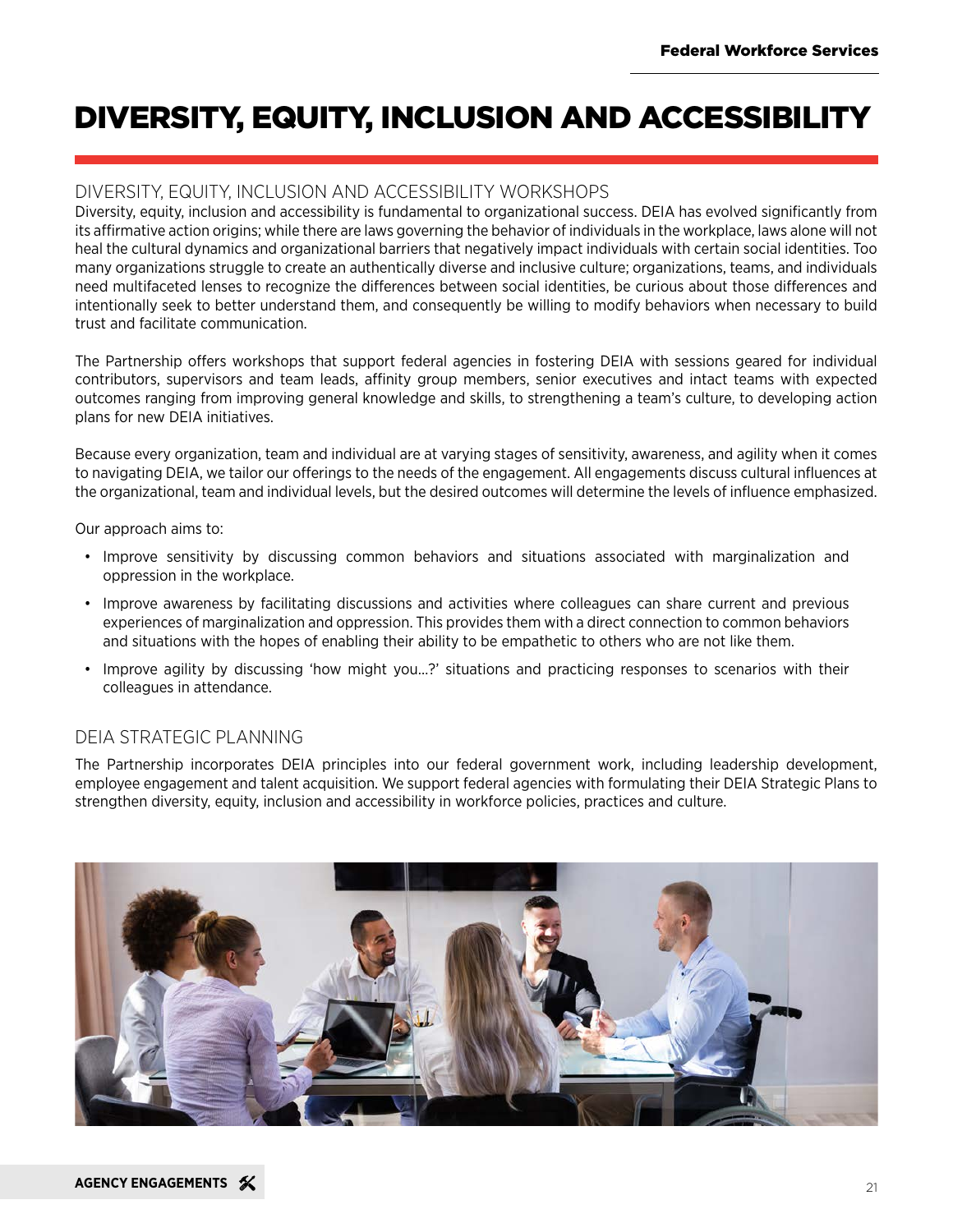# DIVERSITY, EQUITY, INCLUSION AND ACCESSIBILITY

## DIVERSITY, EQUITY, INCLUSION AND ACCESSIBILITY WORKSHOPS

Diversity, equity, inclusion and accessibility is fundamental to organizational success. DEIA has evolved significantly from its affirmative action origins; while there are laws governing the behavior of individuals in the workplace, laws alone will not heal the cultural dynamics and organizational barriers that negatively impact individuals with certain social identities. Too many organizations struggle to create an authentically diverse and inclusive culture; organizations, teams, and individuals need multifaceted lenses to recognize the differences between social identities, be curious about those differences and intentionally seek to better understand them, and consequently be willing to modify behaviors when necessary to build trust and facilitate communication.

The Partnership offers workshops that support federal agencies in fostering DEIA with sessions geared for individual contributors, supervisors and team leads, affinity group members, senior executives and intact teams with expected outcomes ranging from improving general knowledge and skills, to strengthening a team's culture, to developing action plans for new DEIA initiatives.

Because every organization, team and individual are at varying stages of sensitivity, awareness, and agility when it comes to navigating DEIA, we tailor our offerings to the needs of the engagement. All engagements discuss cultural influences at the organizational, team and individual levels, but the desired outcomes will determine the levels of influence emphasized.

Our approach aims to:

- Improve sensitivity by discussing common behaviors and situations associated with marginalization and oppression in the workplace.
- Improve awareness by facilitating discussions and activities where colleagues can share current and previous experiences of marginalization and oppression. This provides them with a direct connection to common behaviors and situations with the hopes of enabling their ability to be empathetic to others who are not like them.
- Improve agility by discussing 'how might you...?' situations and practicing responses to scenarios with their colleagues in attendance.

## DEIA STRATEGIC PLANNING

The Partnership incorporates DEIA principles into our federal government work, including leadership development, employee engagement and talent acquisition. We support federal agencies with formulating their DEIA Strategic Plans to strengthen diversity, equity, inclusion and accessibility in workforce policies, practices and culture.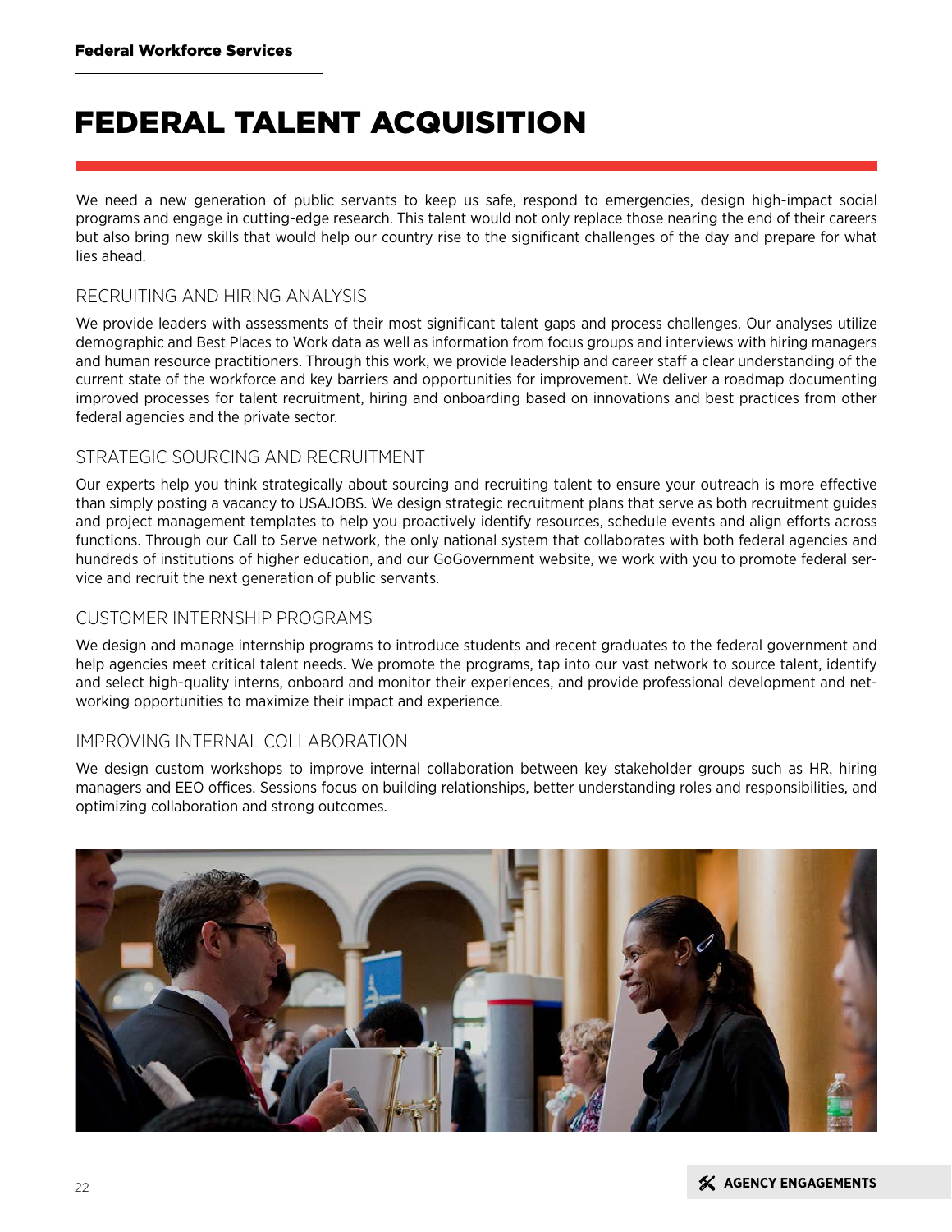# FEDERAL TALENT ACQUISITION

We need a new generation of public servants to keep us safe, respond to emergencies, design high-impact social programs and engage in cutting-edge research. This talent would not only replace those nearing the end of their careers but also bring new skills that would help our country rise to the significant challenges of the day and prepare for what lies ahead.

## RECRUITING AND HIRING ANALYSIS

We provide leaders with assessments of their most significant talent gaps and process challenges. Our analyses utilize demographic and Best Places to Work data as well as information from focus groups and interviews with hiring managers and human resource practitioners. Through this work, we provide leadership and career staff a clear understanding of the current state of the workforce and key barriers and opportunities for improvement. We deliver a roadmap documenting improved processes for talent recruitment, hiring and onboarding based on innovations and best practices from other federal agencies and the private sector.

## STRATEGIC SOURCING AND RECRUITMENT

Our experts help you think strategically about sourcing and recruiting talent to ensure your outreach is more effective than simply posting a vacancy to USAJOBS. We design strategic recruitment plans that serve as both recruitment guides and project management templates to help you proactively identify resources, schedule events and align efforts across functions. Through our Call to Serve network, the only national system that collaborates with both federal agencies and hundreds of institutions of higher education, and our GoGovernment website, we work with you to promote federal service and recruit the next generation of public servants.

## CUSTOMER INTERNSHIP PROGRAMS

We design and manage internship programs to introduce students and recent graduates to the federal government and help agencies meet critical talent needs. We promote the programs, tap into our vast network to source talent, identify and select high-quality interns, onboard and monitor their experiences, and provide professional development and networking opportunities to maximize their impact and experience.

## IMPROVING INTERNAL COLLABORATION

We design custom workshops to improve internal collaboration between key stakeholder groups such as HR, hiring managers and EEO offices. Sessions focus on building relationships, better understanding roles and responsibilities, and optimizing collaboration and strong outcomes.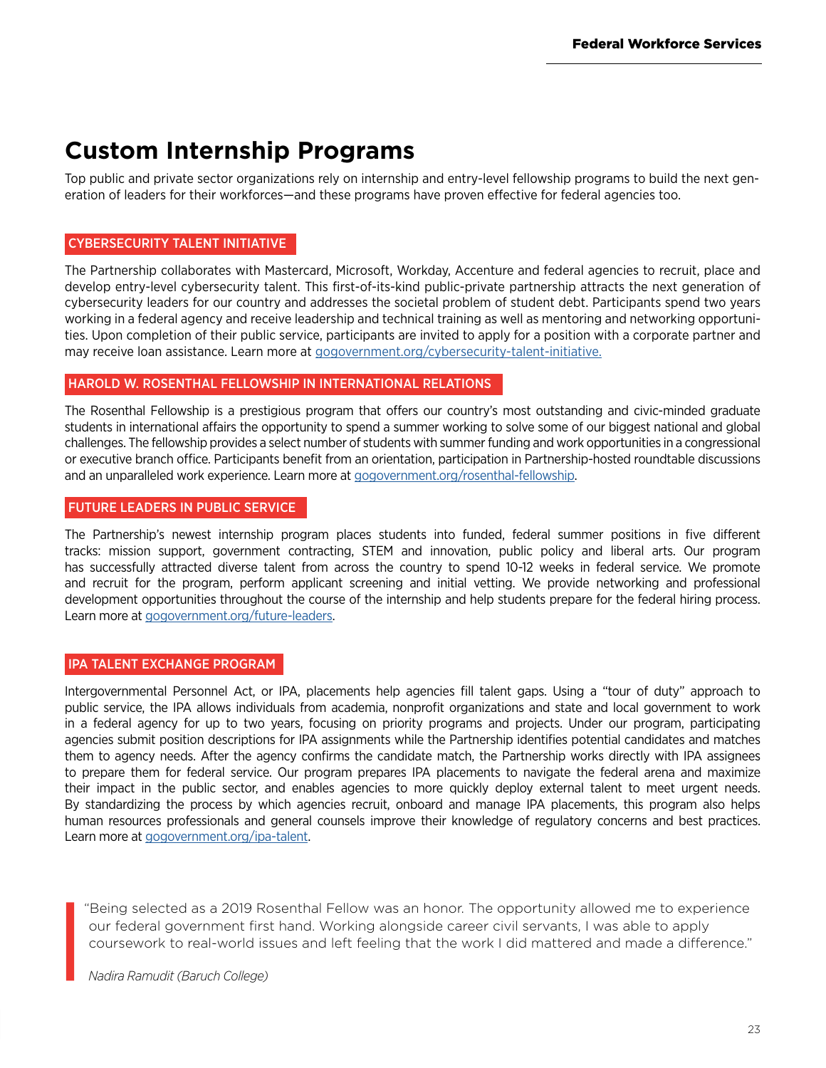# Custom Internship Programs

Top public and private sector organizations rely on internship and entry-level fellowship programs to build the next generation of leaders for their workforces—and these programs have proven effective for federal agencies too.

## CYBERSECURITY TALENT INITIATIVE

The Partnership collaborates with Mastercard, Microsoft, Workday, Accenture and federal agencies to recruit, place and develop entry-level cybersecurity talent. This first-of-its-kind public-private partnership attracts the next generation of cybersecurity leaders for our country and addresses the societal problem of student debt. Participants spend two years working in a federal agency and receive leadership and technical training as well as mentoring and networking opportunities. Upon completion of their public service, participants are invited to apply for a position with a corporate partner and may receive loan assistance. Learn more at gogovernment.org/cybersecurity-talent-initiative.

## HAROLD W. ROSENTHAL FELLOWSHIP IN INTERNATIONAL RELATIONS

The Rosenthal Fellowship is a prestigious program that offers our country's most outstanding and civic-minded graduate students in international affairs the opportunity to spend a summer working to solve some of our biggest national and global challenges. The fellowship provides a select number of students with summer funding and work opportunities in a congressional or executive branch office. Participants benefit from an orientation, participation in Partnership-hosted roundtable discussions and an unparalleled work experience. Learn more at gogovernment.org/rosenthal-fellowship.

## FUTURE LEADERS IN PUBLIC SERVICE

The Partnership's newest internship program places students into funded, federal summer positions in five different tracks: mission support, government contracting, STEM and innovation, public policy and liberal arts. Our program has successfully attracted diverse talent from across the country to spend 10-12 weeks in federal service. We promote and recruit for the program, perform applicant screening and initial vetting. We provide networking and professional development opportunities throughout the course of the internship and help students prepare for the federal hiring process. Learn more at gogovernment.org/future-leaders.

## IPA TALENT EXCHANGE PROGRAM

Intergovernmental Personnel Act, or IPA, placements help agencies fill talent gaps. Using a "tour of duty" approach to public service, the IPA allows individuals from academia, nonprofit organizations and state and local government to work in a federal agency for up to two years, focusing on priority programs and projects. Under our program, participating agencies submit position descriptions for IPA assignments while the Partnership identifies potential candidates and matches them to agency needs. After the agency confirms the candidate match, the Partnership works directly with IPA assignees to prepare them for federal service. Our program prepares IPA placements to navigate the federal arena and maximize their impact in the public sector, and enables agencies to more quickly deploy external talent to meet urgent needs. By standardizing the process by which agencies recruit, onboard and manage IPA placements, this program also helps human resources professionals and general counsels improve their knowledge of regulatory concerns and best practices. Learn more at gogovernment.org/ipa-talent.

> "Being selected as a 2019 Rosenthal Fellow was an honor. The opportunity allowed me to experience our federal government first hand. Working alongside career civil servants, I was able to apply coursework to real-world issues and left feeling that the work I did mattered and made a difference."
>
> *Nadira Ramudit (Baruch College)*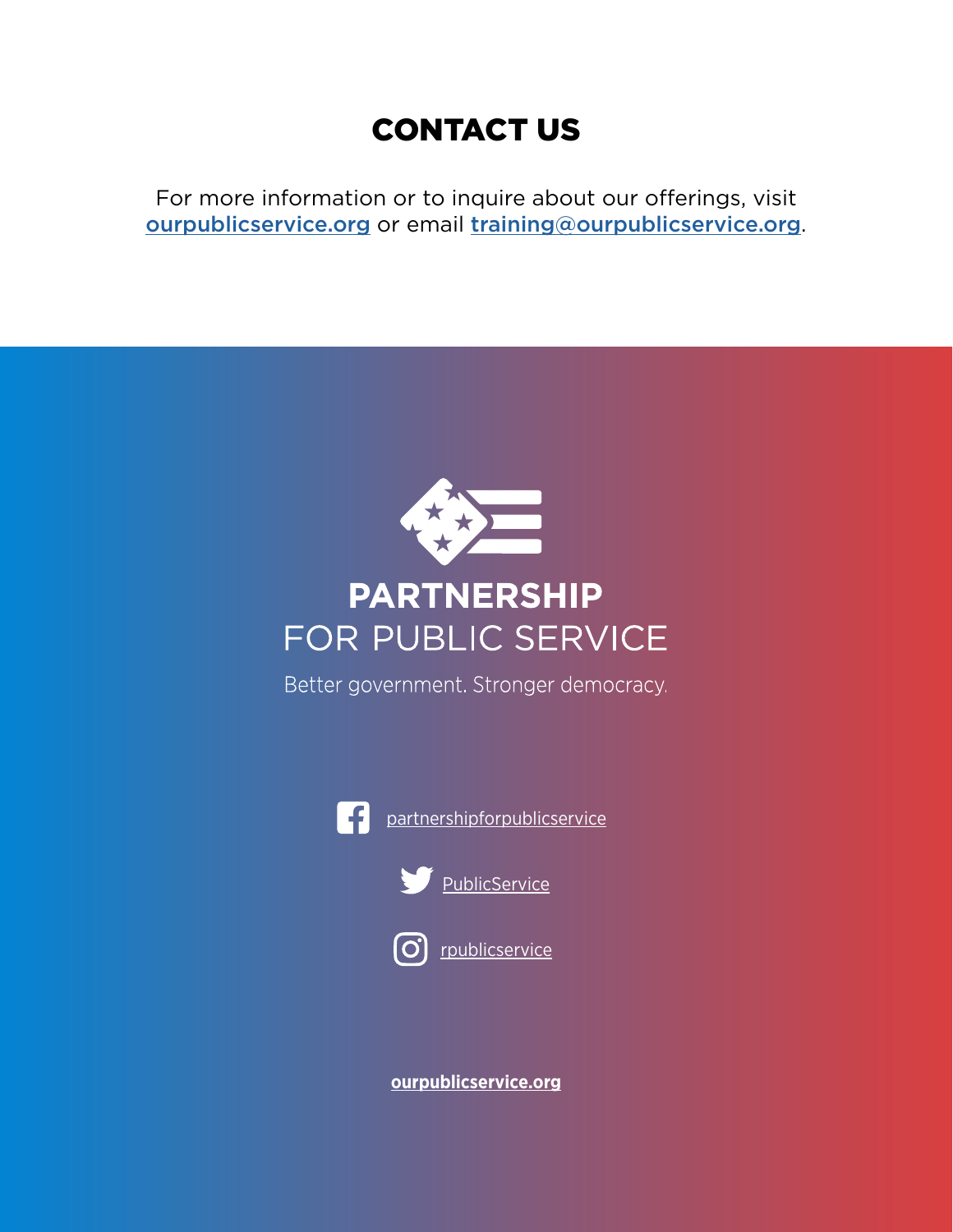# CONTACT US

For more information or to inquire about our offerings, visit ourpublicservice.org or email training@ourpublicservice.org.

**PARTNERSHIP**
FOR PUBLIC SERVICE

Better government. Stronger democracy.

partnershipforpublicservice

PublicService

rpublicservice

**ourpublicservice.org**